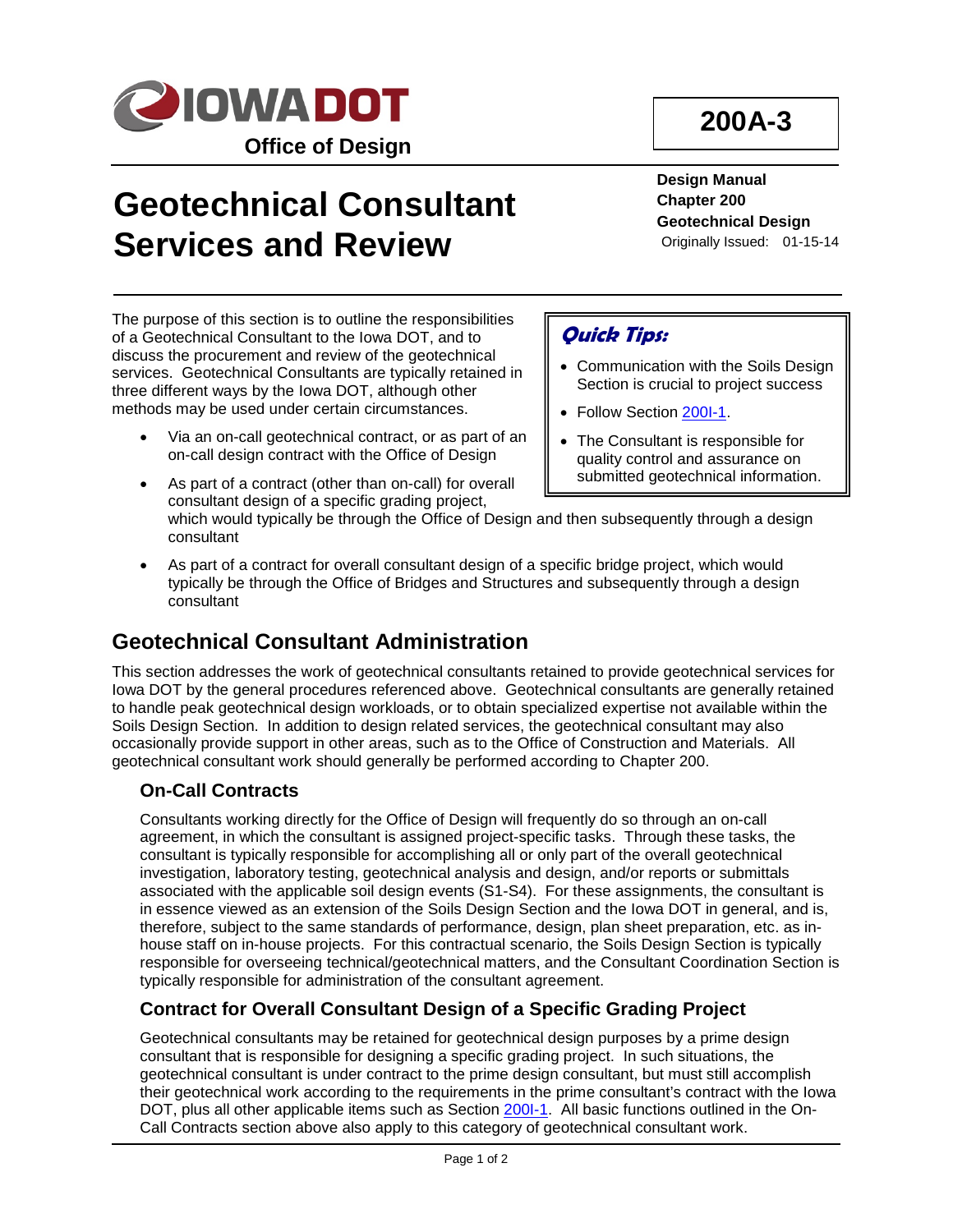**IOWA DOT**
**Office of Design**

**200A-3**

**Design Manual**
**Chapter 200**
**Geotechnical Design**
Originally Issued: 01-15-14

# Geotechnical Consultant Services and Review

The purpose of this section is to outline the responsibilities of a Geotechnical Consultant to the Iowa DOT, and to discuss the procurement and review of the geotechnical services. Geotechnical Consultants are typically retained in three different ways by the Iowa DOT, although other methods may be used under certain circumstances.

- Via an on-call geotechnical contract, or as part of an on-call design contract with the Office of Design
- As part of a contract (other than on-call) for overall consultant design of a specific grading project, which would typically be through the Office of Design and then subsequently through a design consultant
- As part of a contract for overall consultant design of a specific bridge project, which would typically be through the Office of Bridges and Structures and subsequently through a design consultant

> ***Quick Tips:***
> - Communication with the Soils Design Section is crucial to project success
> - Follow Section 200I-1.
> - The Consultant is responsible for quality control and assurance on submitted geotechnical information.

## Geotechnical Consultant Administration

This section addresses the work of geotechnical consultants retained to provide geotechnical services for Iowa DOT by the general procedures referenced above. Geotechnical consultants are generally retained to handle peak geotechnical design workloads, or to obtain specialized expertise not available within the Soils Design Section. In addition to design related services, the geotechnical consultant may also occasionally provide support in other areas, such as to the Office of Construction and Materials. All geotechnical consultant work should generally be performed according to Chapter 200.

### On-Call Contracts

Consultants working directly for the Office of Design will frequently do so through an on-call agreement, in which the consultant is assigned project-specific tasks. Through these tasks, the consultant is typically responsible for accomplishing all or only part of the overall geotechnical investigation, laboratory testing, geotechnical analysis and design, and/or reports or submittals associated with the applicable soil design events (S1-S4). For these assignments, the consultant is in essence viewed as an extension of the Soils Design Section and the Iowa DOT in general, and is, therefore, subject to the same standards of performance, design, plan sheet preparation, etc. as in-house staff on in-house projects. For this contractual scenario, the Soils Design Section is typically responsible for overseeing technical/geotechnical matters, and the Consultant Coordination Section is typically responsible for administration of the consultant agreement.

### Contract for Overall Consultant Design of a Specific Grading Project

Geotechnical consultants may be retained for geotechnical design purposes by a prime design consultant that is responsible for designing a specific grading project. In such situations, the geotechnical consultant is under contract to the prime design consultant, but must still accomplish their geotechnical work according to the requirements in the prime consultant's contract with the Iowa DOT, plus all other applicable items such as Section 200I-1. All basic functions outlined in the On-Call Contracts section above also apply to this category of geotechnical consultant work.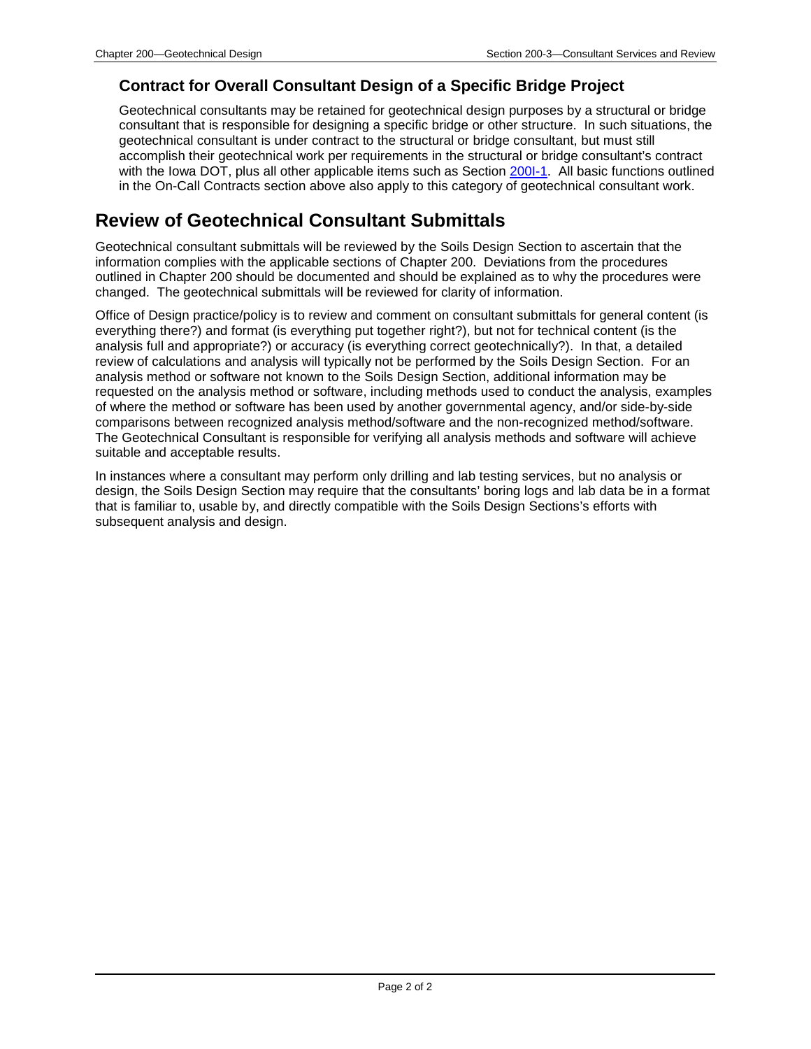### Contract for Overall Consultant Design of a Specific Bridge Project

Geotechnical consultants may be retained for geotechnical design purposes by a structural or bridge consultant that is responsible for designing a specific bridge or other structure. In such situations, the geotechnical consultant is under contract to the structural or bridge consultant, but must still accomplish their geotechnical work per requirements in the structural or bridge consultant's contract with the Iowa DOT, plus all other applicable items such as Section 200I-1. All basic functions outlined in the On-Call Contracts section above also apply to this category of geotechnical consultant work.

## Review of Geotechnical Consultant Submittals

Geotechnical consultant submittals will be reviewed by the Soils Design Section to ascertain that the information complies with the applicable sections of Chapter 200. Deviations from the procedures outlined in Chapter 200 should be documented and should be explained as to why the procedures were changed. The geotechnical submittals will be reviewed for clarity of information.

Office of Design practice/policy is to review and comment on consultant submittals for general content (is everything there?) and format (is everything put together right?), but not for technical content (is the analysis full and appropriate?) or accuracy (is everything correct geotechnically?). In that, a detailed review of calculations and analysis will typically not be performed by the Soils Design Section. For an analysis method or software not known to the Soils Design Section, additional information may be requested on the analysis method or software, including methods used to conduct the analysis, examples of where the method or software has been used by another governmental agency, and/or side-by-side comparisons between recognized analysis method/software and the non-recognized method/software. The Geotechnical Consultant is responsible for verifying all analysis methods and software will achieve suitable and acceptable results.

In instances where a consultant may perform only drilling and lab testing services, but no analysis or design, the Soils Design Section may require that the consultants' boring logs and lab data be in a format that is familiar to, usable by, and directly compatible with the Soils Design Sections's efforts with subsequent analysis and design.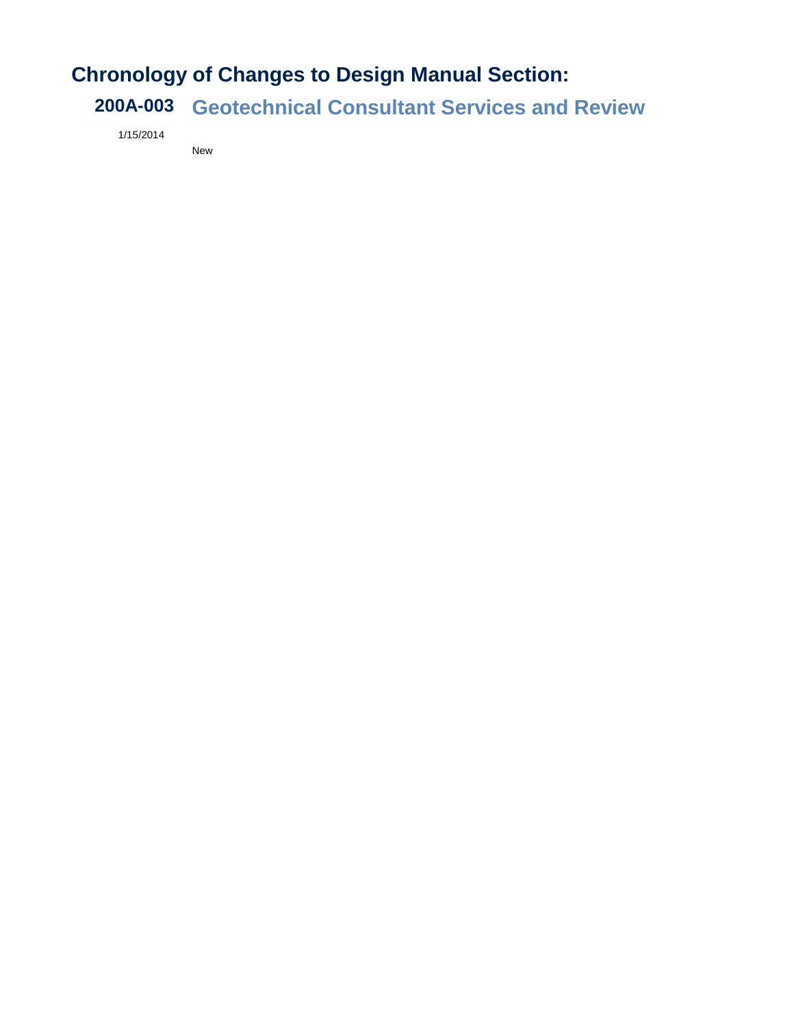# Chronology of Changes to Design Manual Section:

## 200A-003 Geotechnical Consultant Services and Review

1/15/2014

New